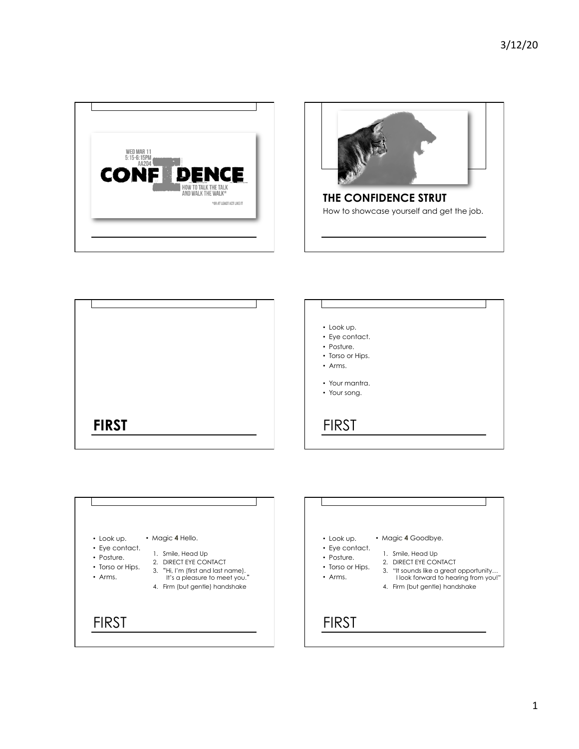WED MAR 11
5:15-6:15PM
AA204

# CONFIDENCE

HOW TO TALK THE TALK AND WALK THE WALK*

*OR AT LEAST ACT LIKE IT

## THE CONFIDENCE STRUT

How to showcase yourself and get the job.

## FIRST

---

- Look up.
- Eye contact.
- Posture.
- Torso or Hips.
- Arms.

- Your mantra.
- Your song.

## FIRST

---

- Look up.
- Eye contact.
- Posture.
- Torso or Hips.
- Arms.

- Magic **4** Hello.
  1. Smile, Head Up
  2. DIRECT EYE CONTACT
  3. "Hi, I'm (first and last name). It's a pleasure to meet you."
  4. Firm (but gentle) handshake

## FIRST

---

- Look up.
- Eye contact.
- Posture.
- Torso or Hips.
- Arms.

- Magic **4** Goodbye.
  1. Smile, Head Up
  2. DIRECT EYE CONTACT
  3. "It sounds like a great opportunity… I look forward to hearing from you!"
  4. Firm (but gentle) handshake

## FIRST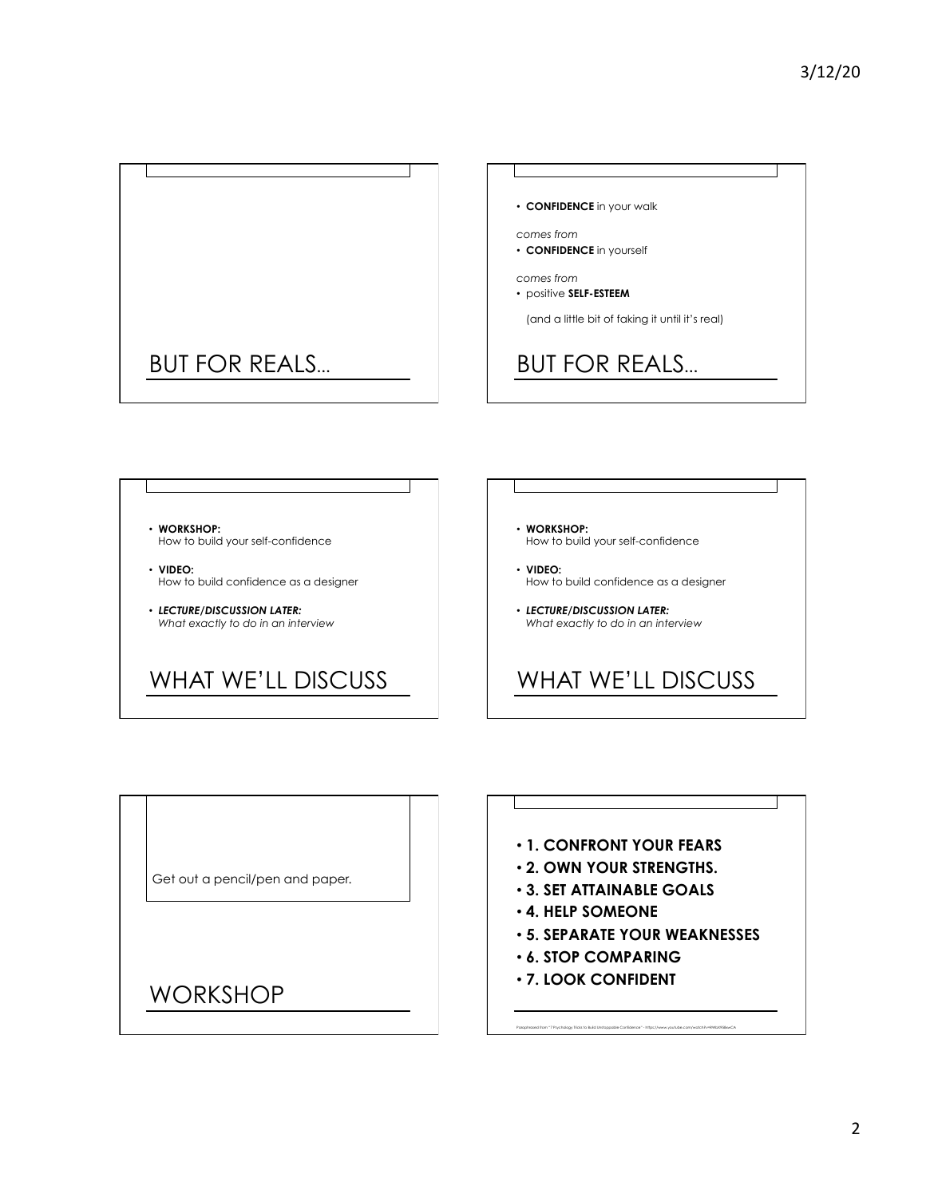## BUT FOR REALS…

## BUT FOR REALS…

- **CONFIDENCE** in your walk

*comes from*

- **CONFIDENCE** in yourself

*comes from*

- positive **SELF-ESTEEM**

(and a little bit of faking it until it's real)

## WHAT WE'LL DISCUSS

- **WORKSHOP:** How to build your self-confidence
- **VIDEO:** How to build confidence as a designer
- ***LECTURE/DISCUSSION LATER:*** *What exactly to do in an interview*

## WHAT WE'LL DISCUSS

- **WORKSHOP:** How to build your self-confidence
- **VIDEO:** How to build confidence as a designer
- ***LECTURE/DISCUSSION LATER:*** *What exactly to do in an interview*

## WORKSHOP

Get out a pencil/pen and paper.

- **1. CONFRONT YOUR FEARS**
- **2. OWN YOUR STRENGTHS.**
- **3. SET ATTAINABLE GOALS**
- **4. HELP SOMEONE**
- **5. SEPARATE YOUR WEAKNESSES**
- **6. STOP COMPARING**
- **7. LOOK CONFIDENT**

Paraphrased from "7 Psychology Tricks to Build Unstoppable Confidence" - https://www.youtube.com/watch?v=HMdX9BkeCA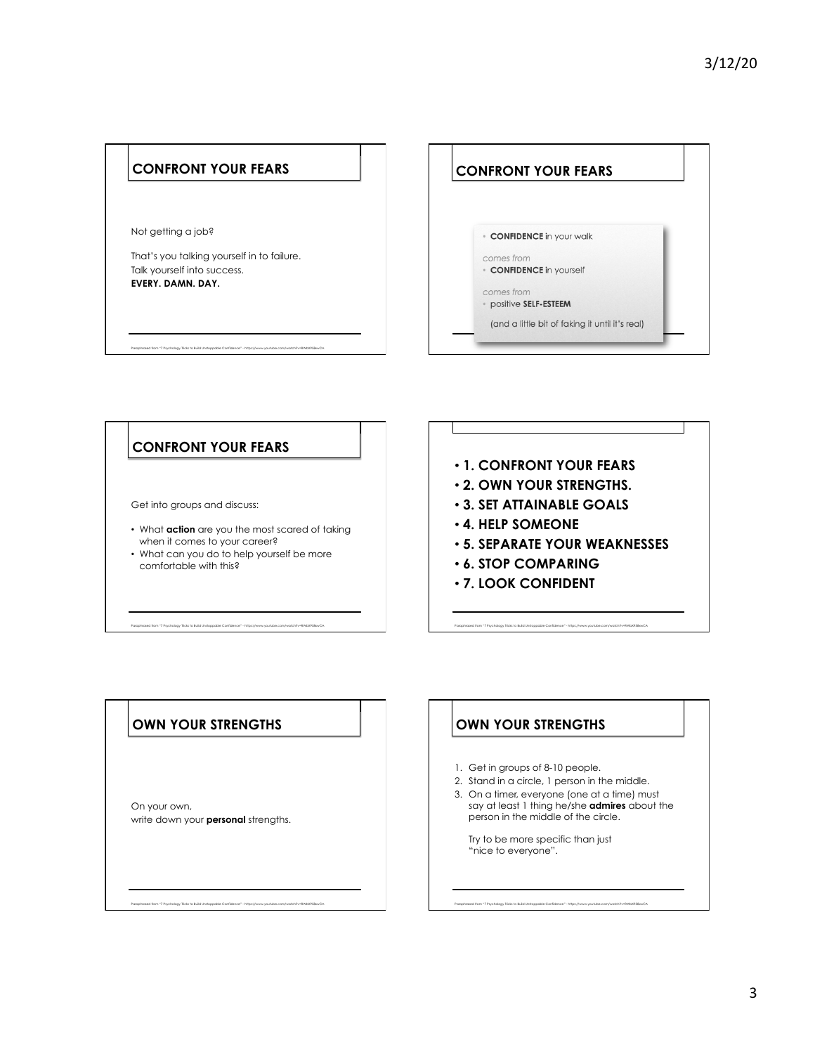## CONFRONT YOUR FEARS

Not getting a job?

That's you talking yourself in to failure.
Talk yourself into success.
**EVERY. DAMN. DAY.**

Paraphrased from "7 Psychology Tricks to Build Unstoppable Confidence" - https://www.youtube.com/watch?v=RWbI95BewCA

## CONFRONT YOUR FEARS

- **CONFIDENCE** in your walk

*comes from*

- **CONFIDENCE** in yourself

*comes from*

- positive **SELF-ESTEEM**

(and a little bit of faking it until it's real)

## CONFRONT YOUR FEARS

Get into groups and discuss:

- What **action** are you the most scared of taking when it comes to your career?
- What can you do to help yourself be more comfortable with this?

Paraphrased from "7 Psychology Tricks to Build Unstoppable Confidence" - https://www.youtube.com/watch?v=RWbI95BewCA

- **1. CONFRONT YOUR FEARS**
- **2. OWN YOUR STRENGTHS.**
- **3. SET ATTAINABLE GOALS**
- **4. HELP SOMEONE**
- **5. SEPARATE YOUR WEAKNESSES**
- **6. STOP COMPARING**
- **7. LOOK CONFIDENT**

Paraphrased from "7 Psychology Tricks to Build Unstoppable Confidence" - https://www.youtube.com/watch?v=RWbI95BewCA

## OWN YOUR STRENGTHS

On your own,
write down your **personal** strengths.

Paraphrased from "7 Psychology Tricks to Build Unstoppable Confidence" - https://www.youtube.com/watch?v=RWbI95BewCA

## OWN YOUR STRENGTHS

1. Get in groups of 8-10 people.
2. Stand in a circle, 1 person in the middle.
3. On a timer, everyone (one at a time) must say at least 1 thing he/she **admires** about the person in the middle of the circle.

   Try to be more specific than just "nice to everyone".

Paraphrased from "7 Psychology Tricks to Build Unstoppable Confidence" - https://www.youtube.com/watch?v=RWbI95BewCA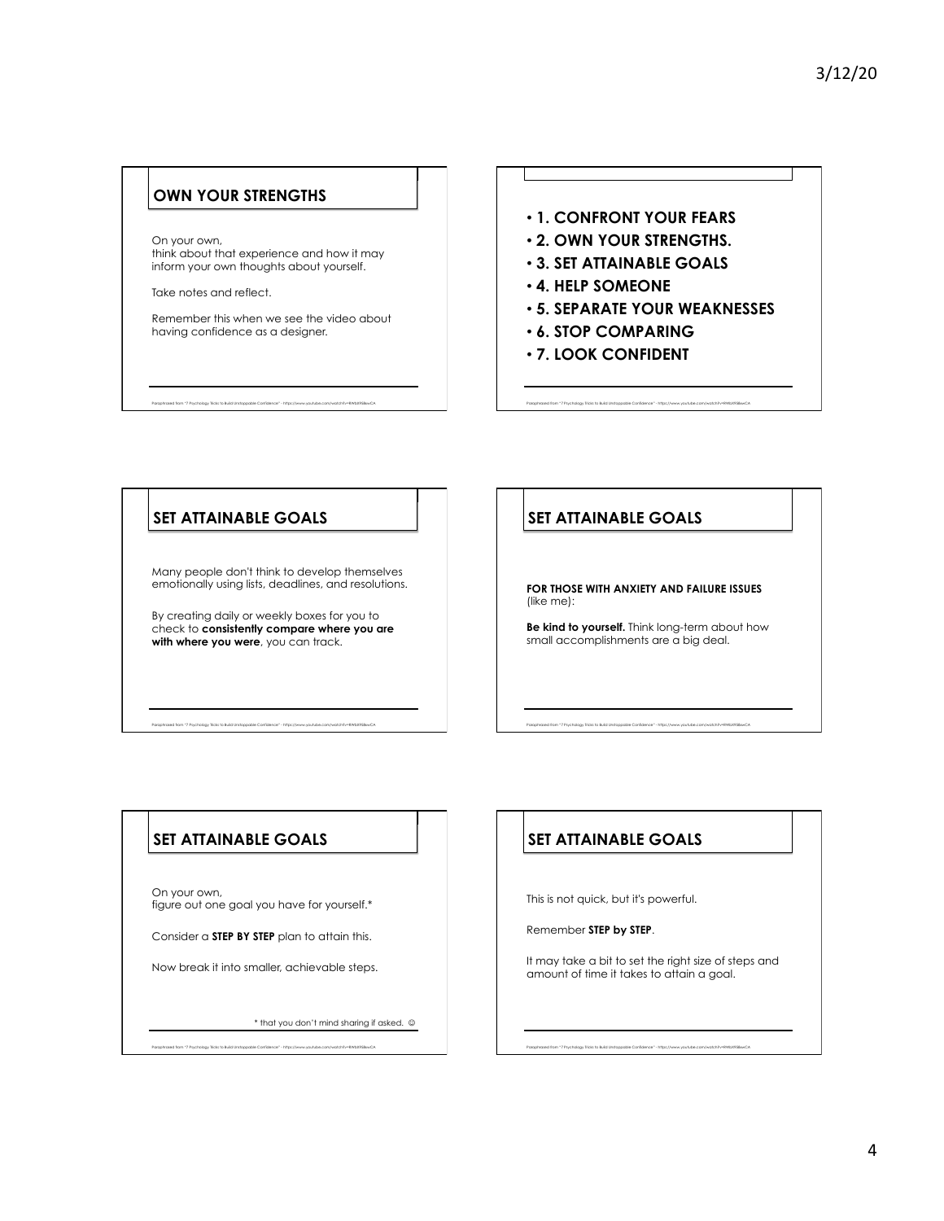## OWN YOUR STRENGTHS

On your own,
think about that experience and how it may inform your own thoughts about yourself.

Take notes and reflect.

Remember this when we see the video about having confidence as a designer.

Paraphrased from "7 Psychology Tricks to Build Unstoppable Confidence" - https://www.youtube.com/watch?v=RWbt9SBewCA

- **1. CONFRONT YOUR FEARS**
- **2. OWN YOUR STRENGTHS.**
- **3. SET ATTAINABLE GOALS**
- **4. HELP SOMEONE**
- **5. SEPARATE YOUR WEAKNESSES**
- **6. STOP COMPARING**
- **7. LOOK CONFIDENT**

Paraphrased from "7 Psychology Tricks to Build Unstoppable Confidence" - https://www.youtube.com/watch?v=RWbt9SBewCA

## SET ATTAINABLE GOALS

Many people don't think to develop themselves emotionally using lists, deadlines, and resolutions.

By creating daily or weekly boxes for you to check to **consistently compare where you are with where you were**, you can track.

Paraphrased from "7 Psychology Tricks to Build Unstoppable Confidence" - https://www.youtube.com/watch?v=RWbt9SBewCA

## SET ATTAINABLE GOALS

**FOR THOSE WITH ANXIETY AND FAILURE ISSUES** (like me):

**Be kind to yourself.** Think long-term about how small accomplishments are a big deal.

Paraphrased from "7 Psychology Tricks to Build Unstoppable Confidence" - https://www.youtube.com/watch?v=RWbt9SBewCA

## SET ATTAINABLE GOALS

On your own,
figure out one goal you have for yourself.*

Consider a **STEP BY STEP** plan to attain this.

Now break it into smaller, achievable steps.

\* that you don't mind sharing if asked. ☺

Paraphrased from "7 Psychology Tricks to Build Unstoppable Confidence" - https://www.youtube.com/watch?v=RWbt9SBewCA

## SET ATTAINABLE GOALS

This is not quick, but it's powerful.

Remember **STEP by STEP**.

It may take a bit to set the right size of steps and amount of time it takes to attain a goal.

Paraphrased from "7 Psychology Tricks to Build Unstoppable Confidence" - https://www.youtube.com/watch?v=RWbt9SBewCA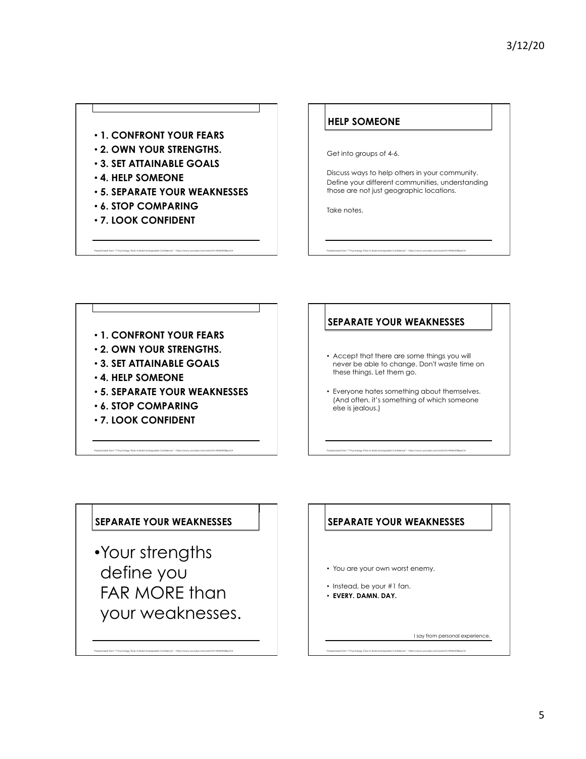- **1. CONFRONT YOUR FEARS**
- **2. OWN YOUR STRENGTHS.**
- **3. SET ATTAINABLE GOALS**
- **4. HELP SOMEONE**
- **5. SEPARATE YOUR WEAKNESSES**
- **6. STOP COMPARING**
- **7. LOOK CONFIDENT**

Paraphrased from "7 Psychology Tricks to Build Unstoppable Confidence" - https://www.youtube.com/watch?v=RWbX9S8ewCA

## HELP SOMEONE

Get into groups of 4-6.

Discuss ways to help others in your community. Define your different communities, understanding those are not just geographic locations.

Take notes.

Paraphrased from "7 Psychology Tricks to Build Unstoppable Confidence" - https://www.youtube.com/watch?v=RWbX9S8ewCA

- **1. CONFRONT YOUR FEARS**
- **2. OWN YOUR STRENGTHS.**
- **3. SET ATTAINABLE GOALS**
- **4. HELP SOMEONE**
- **5. SEPARATE YOUR WEAKNESSES**
- **6. STOP COMPARING**
- **7. LOOK CONFIDENT**

Paraphrased from "7 Psychology Tricks to Build Unstoppable Confidence" - https://www.youtube.com/watch?v=RWbX9S8ewCA

## SEPARATE YOUR WEAKNESSES

- Accept that there are some things you will never be able to change. Don't waste time on these things. Let them go.
- Everyone hates something about themselves. (And often, it's something of which someone else is jealous.)

Paraphrased from "7 Psychology Tricks to Build Unstoppable Confidence" - https://www.youtube.com/watch?v=RWbX9S8ewCA

## SEPARATE YOUR WEAKNESSES

- Your strengths define you FAR MORE than your weaknesses.

Paraphrased from "7 Psychology Tricks to Build Unstoppable Confidence" - https://www.youtube.com/watch?v=RWbX9S8ewCA

## SEPARATE YOUR WEAKNESSES

- You are your own worst enemy.
- Instead, be your #1 fan.
- **EVERY. DAMN. DAY.**

I say from personal experience.

Paraphrased from "7 Psychology Tricks to Build Unstoppable Confidence" - https://www.youtube.com/watch?v=RWbX9S8ewCA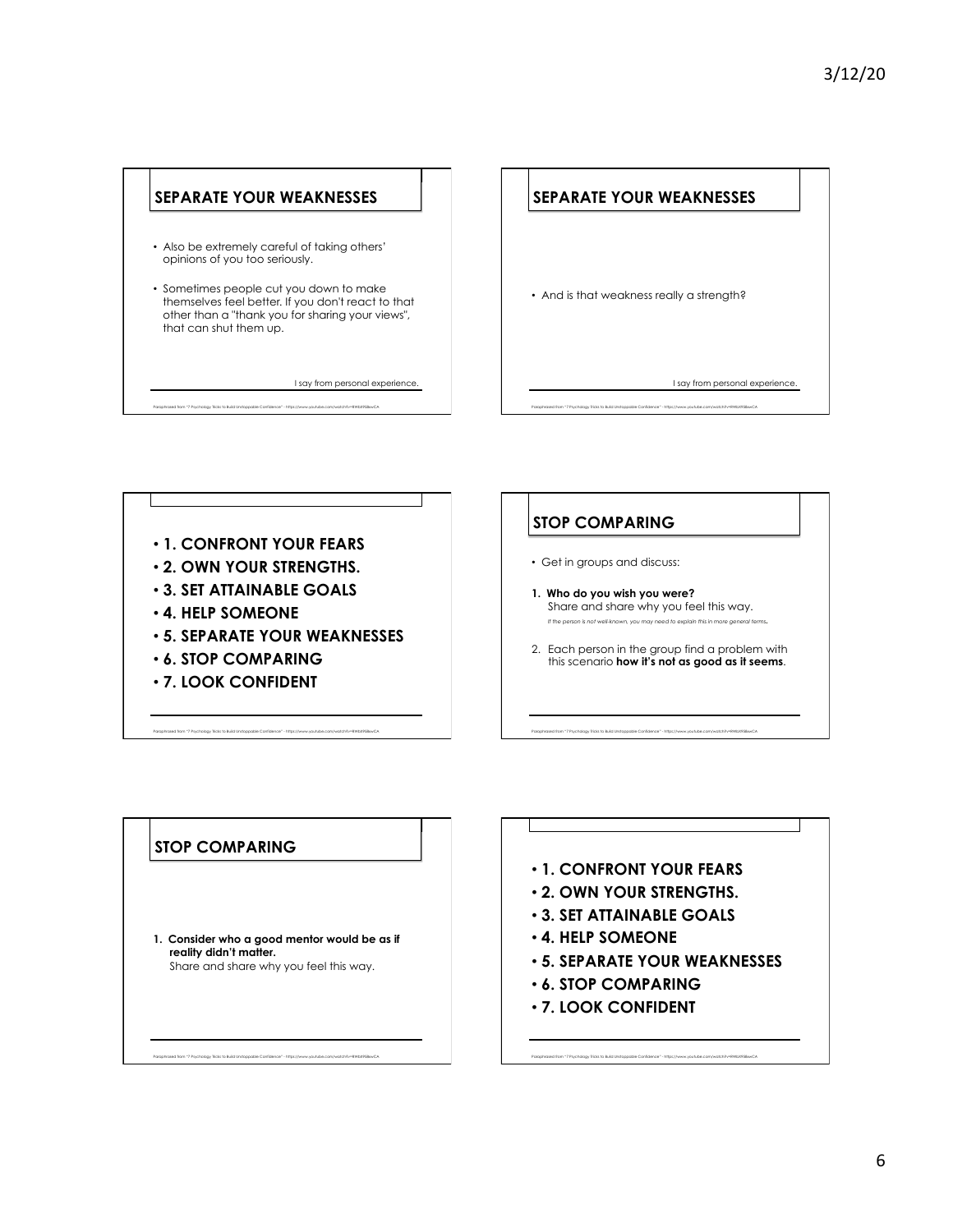## SEPARATE YOUR WEAKNESSES

- Also be extremely careful of taking others' opinions of you too seriously.
- Sometimes people cut you down to make themselves feel better. If you don't react to that other than a "thank you for sharing your views", that can shut them up.

I say from personal experience.

Paraphrased from "7 Psychology Tricks to Build Unstoppable Confidence" - https://www.youtube.com/watch?v=RWbll9I8ewCA

## SEPARATE YOUR WEAKNESSES

- And is that weakness really a strength?

I say from personal experience.

Paraphrased from "7 Psychology Tricks to Build Unstoppable Confidence" - https://www.youtube.com/watch?v=RWbll9I8ewCA

- **1. CONFRONT YOUR FEARS**
- **2. OWN YOUR STRENGTHS.**
- **3. SET ATTAINABLE GOALS**
- **4. HELP SOMEONE**
- **5. SEPARATE YOUR WEAKNESSES**
- **6. STOP COMPARING**
- **7. LOOK CONFIDENT**

Paraphrased from "7 Psychology Tricks to Build Unstoppable Confidence" - https://www.youtube.com/watch?v=RWbll9I8ewCA

## STOP COMPARING

- Get in groups and discuss:

1. **Who do you wish you were?**
   Share and share why you feel this way.
   *If the person is not well-known, you may need to explain this in more general terms.*
2. Each person in the group find a problem with this scenario **how it's not as good as it seems**.

Paraphrased from "7 Psychology Tricks to Build Unstoppable Confidence" - https://www.youtube.com/watch?v=RWbll9I8ewCA

## STOP COMPARING

1. **Consider who a good mentor would be as if reality didn't matter.**
   Share and share why you feel this way.

Paraphrased from "7 Psychology Tricks to Build Unstoppable Confidence" - https://www.youtube.com/watch?v=RWbll9I8ewCA

- **1. CONFRONT YOUR FEARS**
- **2. OWN YOUR STRENGTHS.**
- **3. SET ATTAINABLE GOALS**
- **4. HELP SOMEONE**
- **5. SEPARATE YOUR WEAKNESSES**
- **6. STOP COMPARING**
- **7. LOOK CONFIDENT**

Paraphrased from "7 Psychology Tricks to Build Unstoppable Confidence" - https://www.youtube.com/watch?v=RWbll9I8ewCA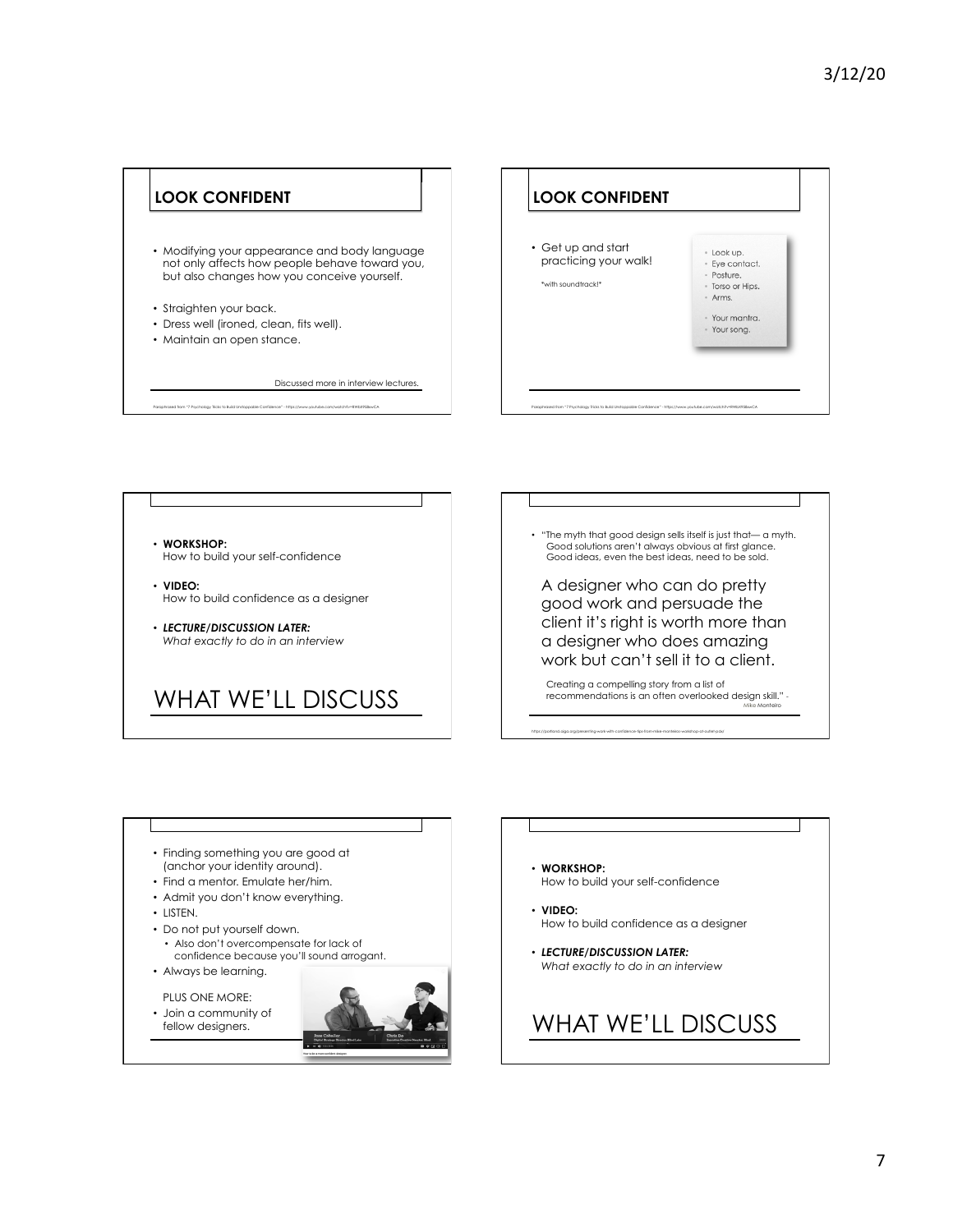## LOOK CONFIDENT

- Modifying your appearance and body language not only affects how people behave toward you, but also changes how you conceive yourself.
- Straighten your back.
- Dress well (ironed, clean, fits well).
- Maintain an open stance.

Discussed more in interview lectures.

Paraphrased from "7 Psychology Tricks to Build Unstoppable Confidence" - https://www.youtube.com/watch?v=RWbXYN8xwCA

## LOOK CONFIDENT

- Get up and start practicing your walk!

*with soundtrack!*

- Look up.
- Eye contact.
- Posture.
- Torso or Hips.
- Arms.
- Your mantra.
- Your song.

Paraphrased from "7 Psychology Tricks to Build Unstoppable Confidence" - https://www.youtube.com/watch?v=RWbXYN8xwCA

- **WORKSHOP:** How to build your self-confidence
- **VIDEO:** How to build confidence as a designer
- ***LECTURE/DISCUSSION LATER:*** *What exactly to do in an interview*

## WHAT WE'LL DISCUSS

- "The myth that good design sells itself is just that— a myth. Good solutions aren't always obvious at first glance. Good ideas, even the best ideas, need to be sold.

A designer who can do pretty good work and persuade the client it's right is worth more than a designer who does amazing work but can't sell it to a client.

Creating a compelling story from a list of recommendations is an often overlooked design skill." - Mike Monteiro

https://portland.aiga.org/presenting-work-with-confidence-tips-from-mike-monteiros-workshop-at-outlet-pdx/

- Finding something you are good at (anchor your identity around).
- Find a mentor. Emulate her/him.
- Admit you don't know everything.
- LISTEN.
- Do not put yourself down.
  - Also don't overcompensate for lack of confidence because you'll sound arrogant.
- Always be learning.

PLUS ONE MORE:

- Join a community of fellow designers.

- **WORKSHOP:** How to build your self-confidence
- **VIDEO:** How to build confidence as a designer
- ***LECTURE/DISCUSSION LATER:*** *What exactly to do in an interview*

## WHAT WE'LL DISCUSS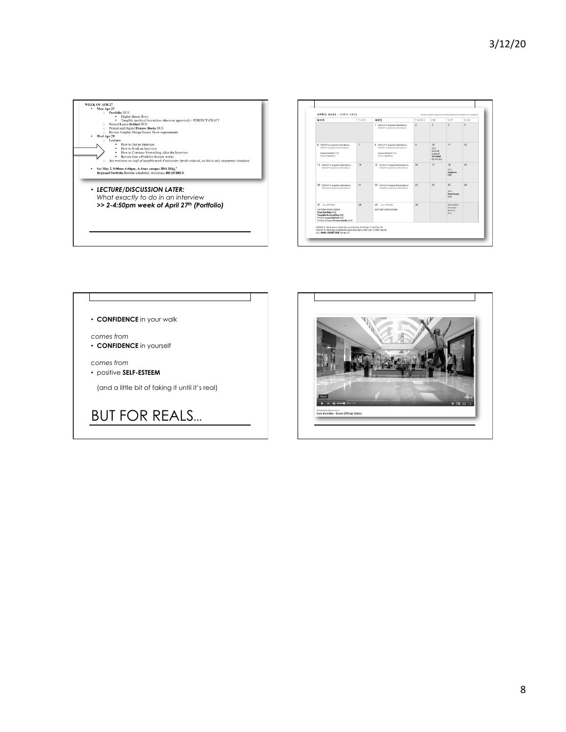WEEK OF APR 27

- Mon Apr 27
  - Portfolio DUE:
    - Digital (linear flow)
    - Tangible (archival box unless otherwise approved) > PERFECT CRAFT
  - Printed **Leave-Behind** DUE
  - Printed and Digital **Process Books** DUE
  - Review Graphic Design Senior Show requirements
- Wed Apr 29
  - Lecture:
    - How to Get an Interview
    - How to Rock an Interview
    - How to Continue Networking After the Interview
    - Review how a Portfolio Review works
  - *Any revisions on craft of tangible work if necessary (grade reduced, so this is only emergency situation)*
- Sat May 2, 9:00am-4:00pm, A-State campus HSS Bldg.[1]
  Regional Portfolio Review scheduled: attendance **REQUIRED**

- ***LECTURE/DISCUSSION LATER:***
  *What exactly to do in an interview*
  ***>> 2-4:50pm week of April 27th (Portfolio)***

APRIL 2020 - GRFX-4803

PROJECT DATES AND CLASS ARRANGEMENTS CHANGED THIS CALENDAR

| MON | TUES | WED | THURS | FRI | SAT | SUN |
|---|---|---|---|---|---|---|
| | | 1 GROUP B required attendance GROUP A optional attendance | 2 | 3 | 4 | 5 |
| 6 GROUP A required attendance GROUP B optional attendance Leave-Behind DUE Begin Captions | 7 | 8 GROUP B required attendance GROUP A optional attendance Leave-Behind DUE Begin Captions | 9 | 10 ALL: Send all material TO PRINT by this day | 11 | 12 |
| 13 GROUP A required attendance GROUP B optional attendance | 14 | 15 GROUP B required attendance GROUP A optional attendance | 16 | 17 | 18 ALL: Captions DUE | 19 |
| 20 GROUP A required attendance GROUP B optional attendance | 21 | 22 GROUP B required attendance GROUP A optional attendance | 23 | 24 | 25 ALL: Final Count DUE | 26 |
| 27 ALL ATTEND LECTURE & DISCUSSION Final Portfolio DUE Tangible Archival Box DUE Printed Leave-Behind DUE Printed & Digital Process Books DUE | 28 | 29 ALL ATTEND LECTURE & DISCUSSION | 30 | | REQUIRED: Portfolio Review Day | |

GROUP A: Work due in folder by noon Sat Apr 4, Sat Apr 11, Sat Apr 18
GROUP B: Work due in folder by noon Mon Apr 6, Mon Apr 13, Mon Apr 20
ALL: FINAL COUNT DUE Sat Apr 25

- **CONFIDENCE** in your walk

*comes from*

- **CONFIDENCE** in yourself

*comes from*

- positive **SELF-ESTEEM**

(and a little bit of faking it until it's real)

# BUT FOR REALS…

Sara Bareilles - Brave (Official Video)